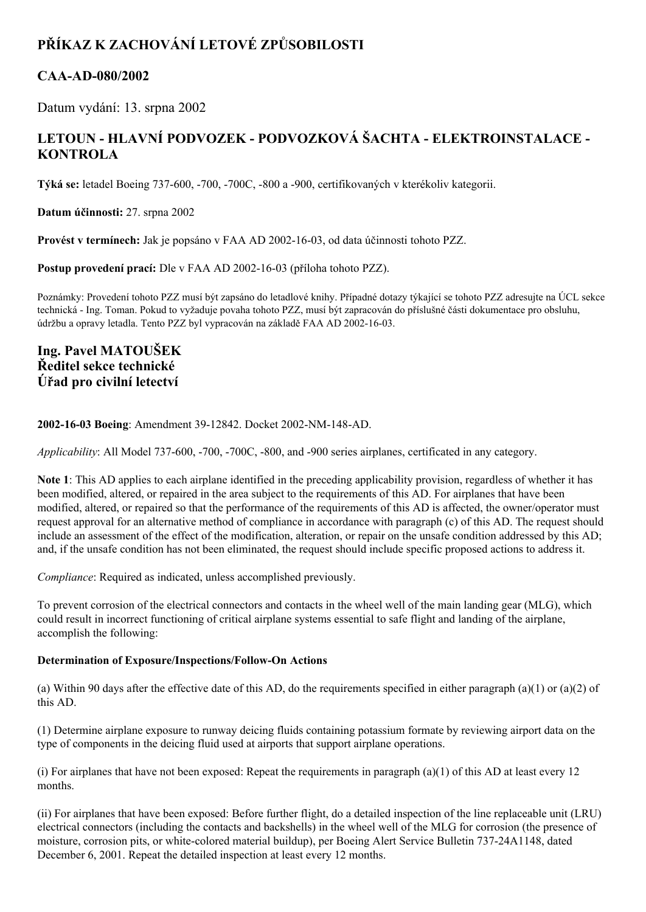# PŘÍKAZ K ZACHOVÁNÍ LETOVÉ ZPŮSOBILOSTI

## CAA-AD-080/2002

Datum vydání: 13. srpna 2002

## LETOUN - HLAVNÍ PODVOZEK - PODVOZKOVÁ ŠACHTA - ELEKTROINSTALACE - KONTROLA

**Týká se:** letadel Boeing 737-600, -700, -700C, -800 a -900, certifikovaných v kterékoliv kategorii.

**Datum účinnosti:** 27. srpna 2002

**Provést v termínech:** Jak je popsáno v FAA AD 2002-16-03, od data účinnosti tohoto PZZ.

**Postup provedení prací:** Dle v FAA AD 2002-16-03 (příloha tohoto PZZ).

Poznámky: Provedení tohoto PZZ musí být zapsáno do letadlové knihy. Případné dotazy týkající se tohoto PZZ adresujte na ÚCL sekce technická - Ing. Toman. Pokud to vyžaduje povaha tohoto PZZ, musí být zapracován do příslušné části dokumentace pro obsluhu, údržbu a opravy letadla. Tento PZZ byl vypracován na základě FAA AD 2002-16-03.

**Ing. Pavel MATOUŠEK**
**Ředitel sekce technické**
**Úřad pro civilní letectví**

**2002-16-03 Boeing**: Amendment 39-12842. Docket 2002-NM-148-AD.

*Applicability*: All Model 737-600, -700, -700C, -800, and -900 series airplanes, certificated in any category.

**Note 1**: This AD applies to each airplane identified in the preceding applicability provision, regardless of whether it has been modified, altered, or repaired in the area subject to the requirements of this AD. For airplanes that have been modified, altered, or repaired so that the performance of the requirements of this AD is affected, the owner/operator must request approval for an alternative method of compliance in accordance with paragraph (c) of this AD. The request should include an assessment of the effect of the modification, alteration, or repair on the unsafe condition addressed by this AD; and, if the unsafe condition has not been eliminated, the request should include specific proposed actions to address it.

*Compliance*: Required as indicated, unless accomplished previously.

To prevent corrosion of the electrical connectors and contacts in the wheel well of the main landing gear (MLG), which could result in incorrect functioning of critical airplane systems essential to safe flight and landing of the airplane, accomplish the following:

**Determination of Exposure/Inspections/Follow-On Actions**

(a) Within 90 days after the effective date of this AD, do the requirements specified in either paragraph (a)(1) or (a)(2) of this AD.

(1) Determine airplane exposure to runway deicing fluids containing potassium formate by reviewing airport data on the type of components in the deicing fluid used at airports that support airplane operations.

(i) For airplanes that have not been exposed: Repeat the requirements in paragraph (a)(1) of this AD at least every 12 months.

(ii) For airplanes that have been exposed: Before further flight, do a detailed inspection of the line replaceable unit (LRU) electrical connectors (including the contacts and backshells) in the wheel well of the MLG for corrosion (the presence of moisture, corrosion pits, or white-colored material buildup), per Boeing Alert Service Bulletin 737-24A1148, dated December 6, 2001. Repeat the detailed inspection at least every 12 months.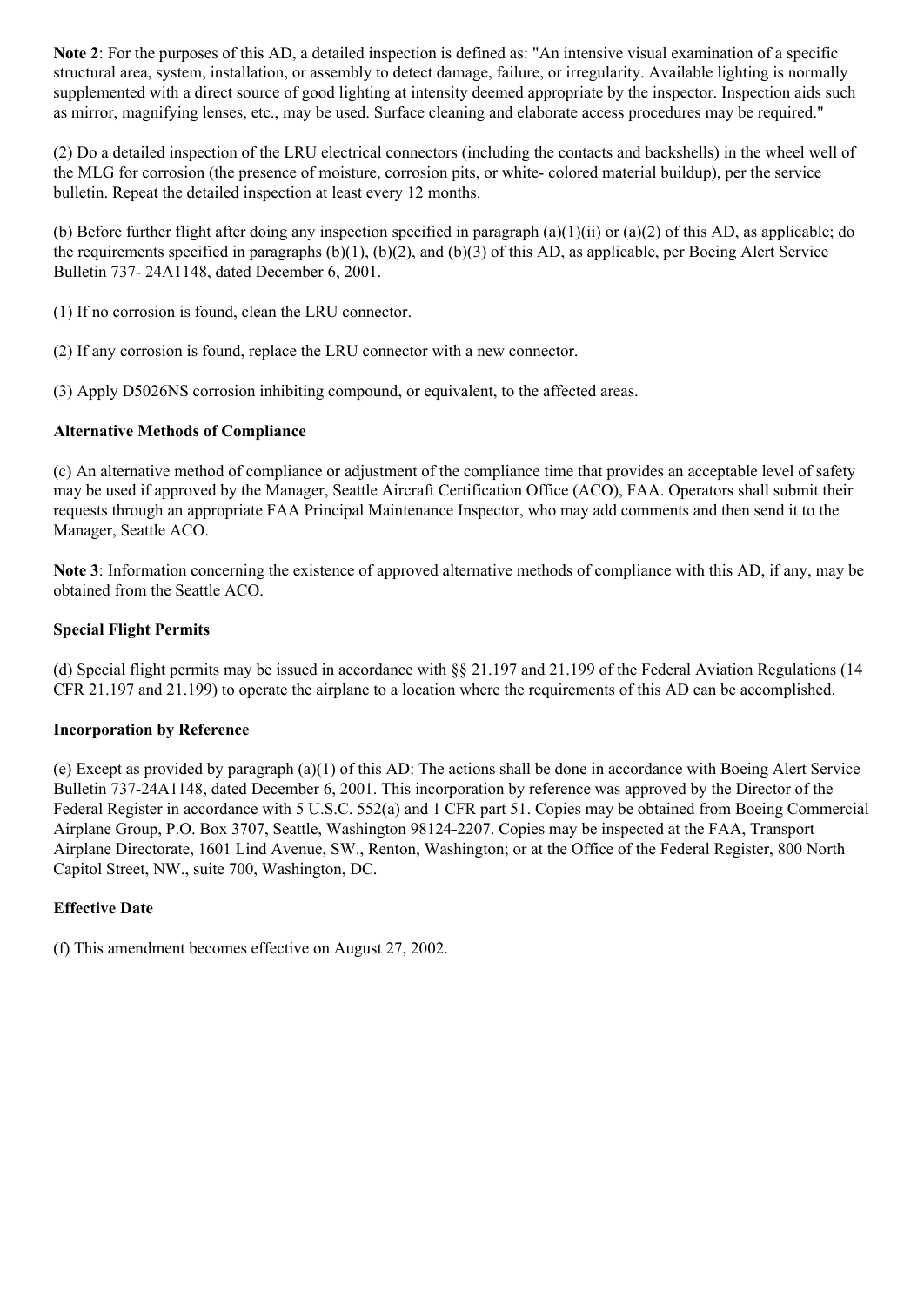**Note 2**: For the purposes of this AD, a detailed inspection is defined as: "An intensive visual examination of a specific structural area, system, installation, or assembly to detect damage, failure, or irregularity. Available lighting is normally supplemented with a direct source of good lighting at intensity deemed appropriate by the inspector. Inspection aids such as mirror, magnifying lenses, etc., may be used. Surface cleaning and elaborate access procedures may be required."

(2) Do a detailed inspection of the LRU electrical connectors (including the contacts and backshells) in the wheel well of the MLG for corrosion (the presence of moisture, corrosion pits, or white- colored material buildup), per the service bulletin. Repeat the detailed inspection at least every 12 months.

(b) Before further flight after doing any inspection specified in paragraph (a)(1)(ii) or (a)(2) of this AD, as applicable; do the requirements specified in paragraphs (b)(1), (b)(2), and (b)(3) of this AD, as applicable, per Boeing Alert Service Bulletin 737- 24A1148, dated December 6, 2001.

(1) If no corrosion is found, clean the LRU connector.

(2) If any corrosion is found, replace the LRU connector with a new connector.

(3) Apply D5026NS corrosion inhibiting compound, or equivalent, to the affected areas.

**Alternative Methods of Compliance**

(c) An alternative method of compliance or adjustment of the compliance time that provides an acceptable level of safety may be used if approved by the Manager, Seattle Aircraft Certification Office (ACO), FAA. Operators shall submit their requests through an appropriate FAA Principal Maintenance Inspector, who may add comments and then send it to the Manager, Seattle ACO.

**Note 3**: Information concerning the existence of approved alternative methods of compliance with this AD, if any, may be obtained from the Seattle ACO.

**Special Flight Permits**

(d) Special flight permits may be issued in accordance with §§ 21.197 and 21.199 of the Federal Aviation Regulations (14 CFR 21.197 and 21.199) to operate the airplane to a location where the requirements of this AD can be accomplished.

**Incorporation by Reference**

(e) Except as provided by paragraph (a)(1) of this AD: The actions shall be done in accordance with Boeing Alert Service Bulletin 737-24A1148, dated December 6, 2001. This incorporation by reference was approved by the Director of the Federal Register in accordance with 5 U.S.C. 552(a) and 1 CFR part 51. Copies may be obtained from Boeing Commercial Airplane Group, P.O. Box 3707, Seattle, Washington 98124-2207. Copies may be inspected at the FAA, Transport Airplane Directorate, 1601 Lind Avenue, SW., Renton, Washington; or at the Office of the Federal Register, 800 North Capitol Street, NW., suite 700, Washington, DC.

**Effective Date**

(f) This amendment becomes effective on August 27, 2002.